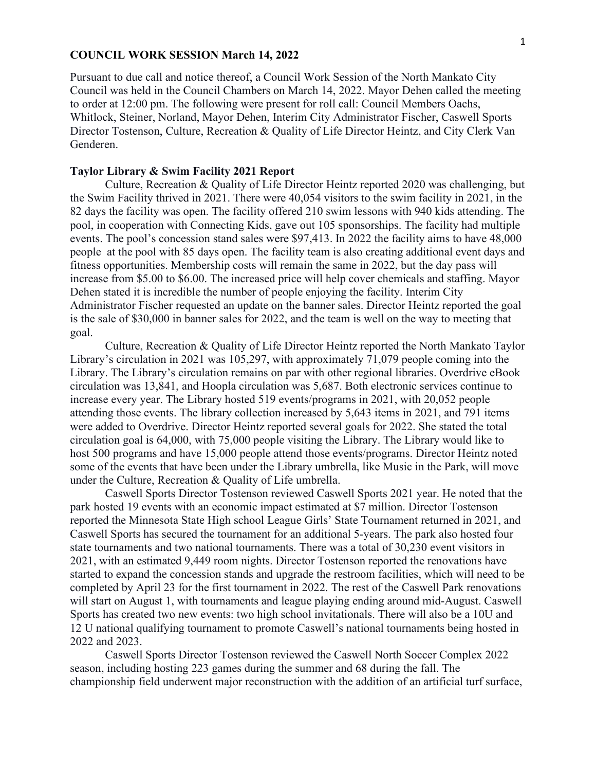## COUNCIL WORK SESSION March 14, 2022

Pursuant to due call and notice thereof, a Council Work Session of the North Mankato City Council was held in the Council Chambers on March 14, 2022. Mayor Dehen called the meeting to order at 12:00 pm. The following were present for roll call: Council Members Oachs, Whitlock, Steiner, Norland, Mayor Dehen, Interim City Administrator Fischer, Caswell Sports Director Tostenson, Culture, Recreation & Quality of Life Director Heintz, and City Clerk Van Genderen.

### Taylor Library & Swim Facility 2021 Report

Culture, Recreation & Quality of Life Director Heintz reported 2020 was challenging, but the Swim Facility thrived in 2021. There were 40,054 visitors to the swim facility in 2021, in the 82 days the facility was open. The facility offered 210 swim lessons with 940 kids attending. The pool, in cooperation with Connecting Kids, gave out 105 sponsorships. The facility had multiple events. The pool's concession stand sales were $97,413. In 2022 the facility aims to have 48,000 people at the pool with 85 days open. The facility team is also creating additional event days and fitness opportunities. Membership costs will remain the same in 2022, but the day pass will increase from $5.00 to $6.00. The increased price will help cover chemicals and staffing. Mayor Dehen stated it is incredible the number of people enjoying the facility. Interim City Administrator Fischer requested an update on the banner sales. Director Heintz reported the goal is the sale of $30,000 in banner sales for 2022, and the team is well on the way to meeting that goal.

Culture, Recreation & Quality of Life Director Heintz reported the North Mankato Taylor Library's circulation in 2021 was 105,297, with approximately 71,079 people coming into the Library. The Library's circulation remains on par with other regional libraries. Overdrive eBook circulation was 13,841, and Hoopla circulation was 5,687. Both electronic services continue to increase every year. The Library hosted 519 events/programs in 2021, with 20,052 people attending those events. The library collection increased by 5,643 items in 2021, and 791 items were added to Overdrive. Director Heintz reported several goals for 2022. She stated the total circulation goal is 64,000, with 75,000 people visiting the Library. The Library would like to host 500 programs and have 15,000 people attend those events/programs. Director Heintz noted some of the events that have been under the Library umbrella, like Music in the Park, will move under the Culture, Recreation & Quality of Life umbrella.

Caswell Sports Director Tostenson reviewed Caswell Sports 2021 year. He noted that the park hosted 19 events with an economic impact estimated at $7 million. Director Tostenson reported the Minnesota State High school League Girls' State Tournament returned in 2021, and Caswell Sports has secured the tournament for an additional 5-years. The park also hosted four state tournaments and two national tournaments. There was a total of 30,230 event visitors in 2021, with an estimated 9,449 room nights. Director Tostenson reported the renovations have started to expand the concession stands and upgrade the restroom facilities, which will need to be completed by April 23 for the first tournament in 2022. The rest of the Caswell Park renovations will start on August 1, with tournaments and league playing ending around mid-August. Caswell Sports has created two new events: two high school invitationals. There will also be a 10U and 12 U national qualifying tournament to promote Caswell's national tournaments being hosted in 2022 and 2023.

Caswell Sports Director Tostenson reviewed the Caswell North Soccer Complex 2022 season, including hosting 223 games during the summer and 68 during the fall. The championship field underwent major reconstruction with the addition of an artificial turf surface,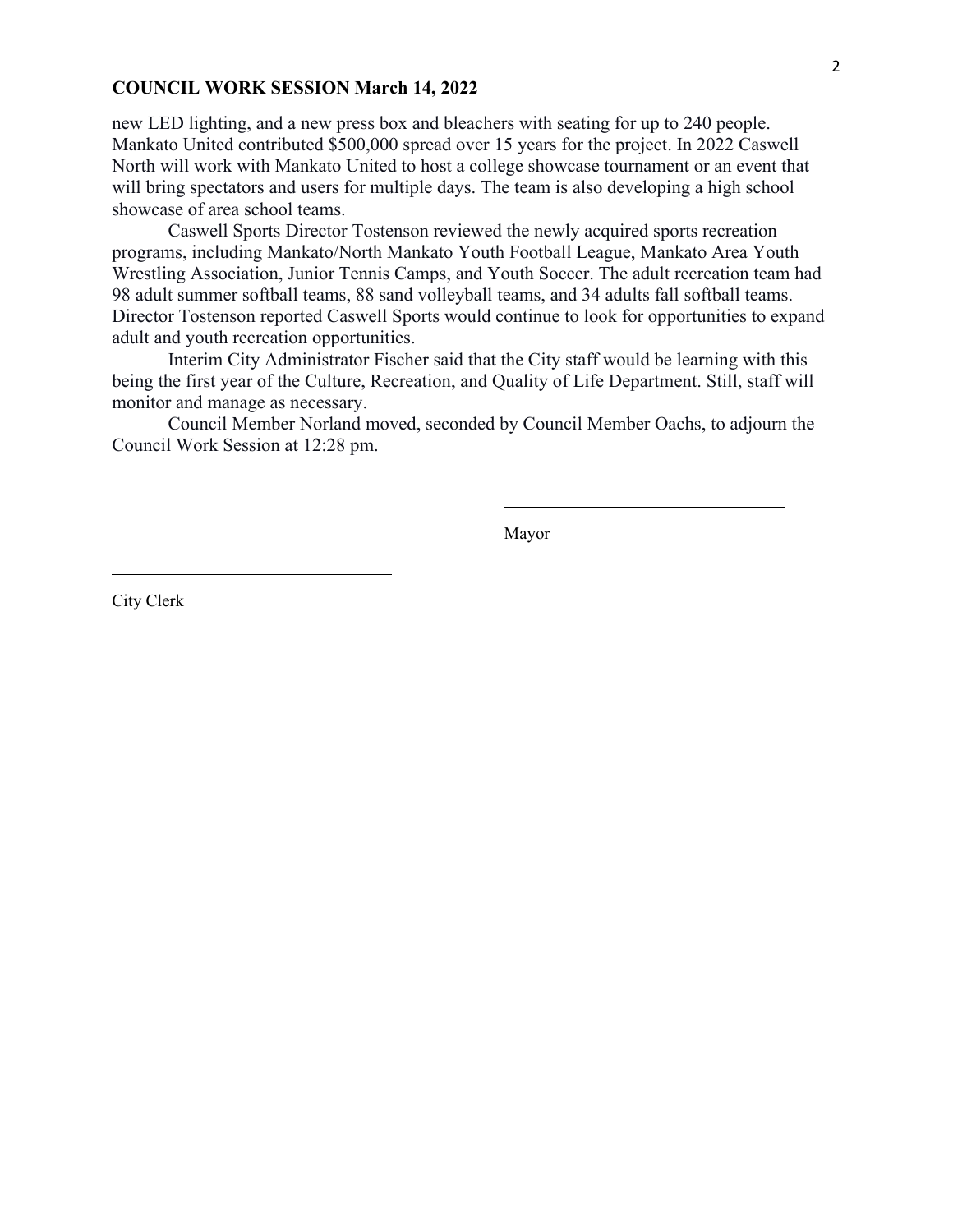new LED lighting, and a new press box and bleachers with seating for up to 240 people. Mankato United contributed $500,000 spread over 15 years for the project. In 2022 Caswell North will work with Mankato United to host a college showcase tournament or an event that will bring spectators and users for multiple days. The team is also developing a high school showcase of area school teams.

Caswell Sports Director Tostenson reviewed the newly acquired sports recreation programs, including Mankato/North Mankato Youth Football League, Mankato Area Youth Wrestling Association, Junior Tennis Camps, and Youth Soccer. The adult recreation team had 98 adult summer softball teams, 88 sand volleyball teams, and 34 adults fall softball teams. Director Tostenson reported Caswell Sports would continue to look for opportunities to expand adult and youth recreation opportunities.

Interim City Administrator Fischer said that the City staff would be learning with this being the first year of the Culture, Recreation, and Quality of Life Department. Still, staff will monitor and manage as necessary.

Council Member Norland moved, seconded by Council Member Oachs, to adjourn the Council Work Session at 12:28 pm.

\_\_\_\_\_\_\_\_\_\_\_\_\_\_\_\_\_\_\_\_\_\_\_\_\_\_\_\_\_\_

Mayor

\_\_\_\_\_\_\_\_\_\_\_\_\_\_\_\_\_\_\_\_\_\_\_\_\_\_\_\_\_\_

City Clerk